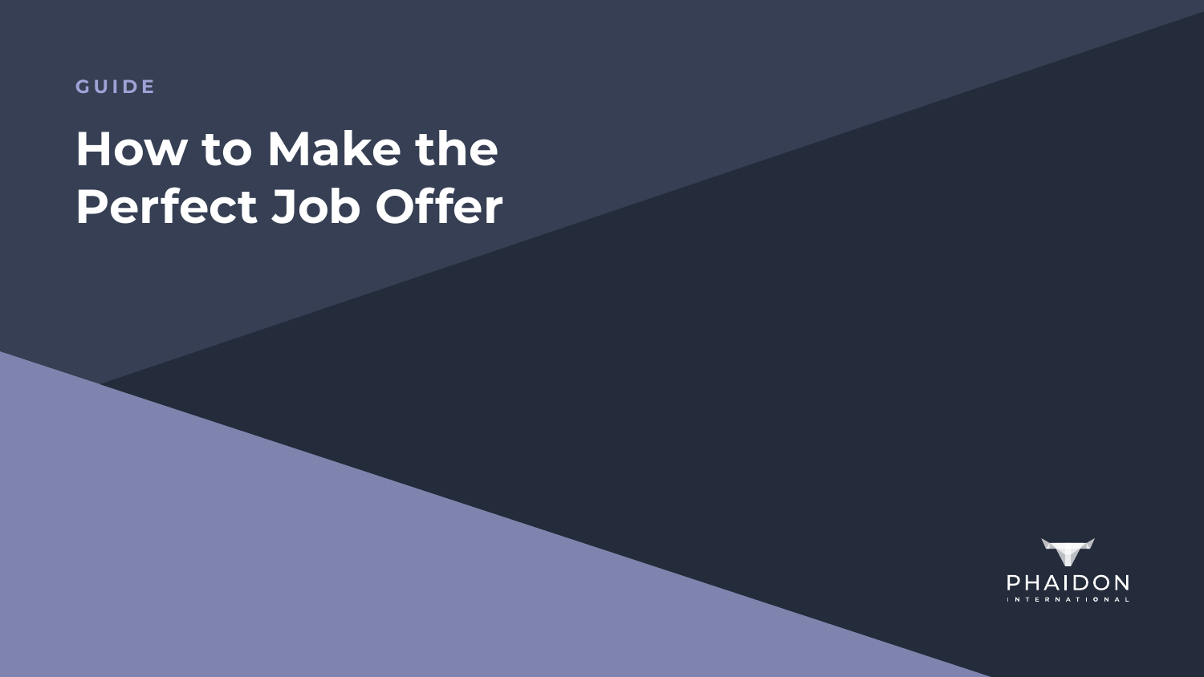GUIDE

# How to Make the Perfect Job Offer

PHAIDON INTERNATIONAL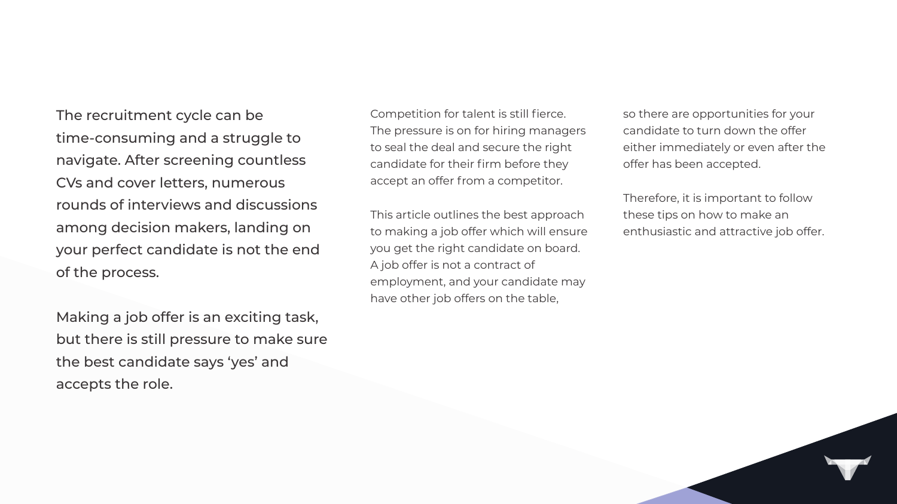The recruitment cycle can be time-consuming and a struggle to navigate. After screening countless CVs and cover letters, numerous rounds of interviews and discussions among decision makers, landing on your perfect candidate is not the end of the process.

Making a job offer is an exciting task, but there is still pressure to make sure the best candidate says 'yes' and accepts the role.

Competition for talent is still fierce. The pressure is on for hiring managers to seal the deal and secure the right candidate for their firm before they accept an offer from a competitor.

This article outlines the best approach to making a job offer which will ensure you get the right candidate on board. A job offer is not a contract of employment, and your candidate may have other job offers on the table, so there are opportunities for your candidate to turn down the offer either immediately or even after the offer has been accepted.

Therefore, it is important to follow these tips on how to make an enthusiastic and attractive job offer.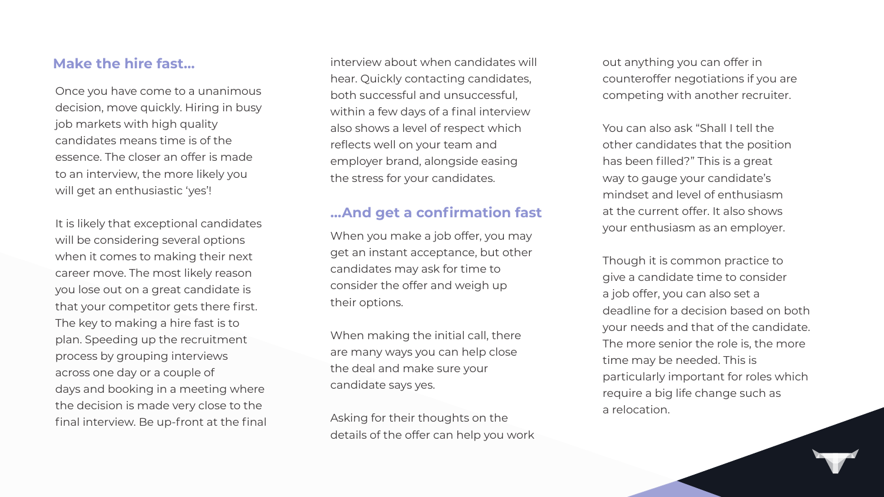## Make the hire fast…

Once you have come to a unanimous decision, move quickly. Hiring in busy job markets with high quality candidates means time is of the essence. The closer an offer is made to an interview, the more likely you will get an enthusiastic 'yes'!

It is likely that exceptional candidates will be considering several options when it comes to making their next career move. The most likely reason you lose out on a great candidate is that your competitor gets there first. The key to making a hire fast is to plan. Speeding up the recruitment process by grouping interviews across one day or a couple of days and booking in a meeting where the decision is made very close to the final interview. Be up-front at the final interview about when candidates will hear. Quickly contacting candidates, both successful and unsuccessful, within a few days of a final interview also shows a level of respect which reflects well on your team and employer brand, alongside easing the stress for your candidates.

## …And get a confirmation fast

When you make a job offer, you may get an instant acceptance, but other candidates may ask for time to consider the offer and weigh up their options.

When making the initial call, there are many ways you can help close the deal and make sure your candidate says yes.

Asking for their thoughts on the details of the offer can help you work out anything you can offer in counteroffer negotiations if you are competing with another recruiter.

You can also ask "Shall I tell the other candidates that the position has been filled?" This is a great way to gauge your candidate's mindset and level of enthusiasm at the current offer. It also shows your enthusiasm as an employer.

Though it is common practice to give a candidate time to consider a job offer, you can also set a deadline for a decision based on both your needs and that of the candidate. The more senior the role is, the more time may be needed. This is particularly important for roles which require a big life change such as a relocation.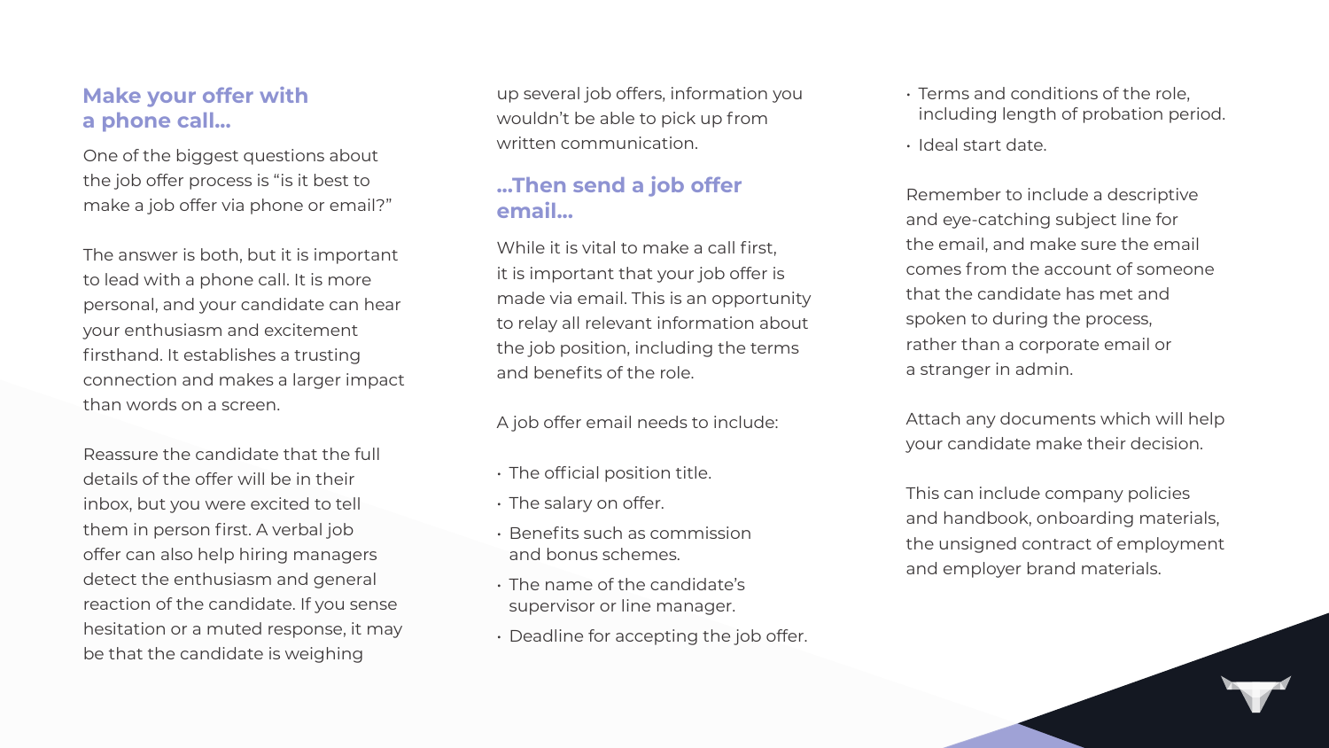## Make your offer with a phone call...

One of the biggest questions about the job offer process is "is it best to make a job offer via phone or email?"

The answer is both, but it is important to lead with a phone call. It is more personal, and your candidate can hear your enthusiasm and excitement firsthand. It establishes a trusting connection and makes a larger impact than words on a screen.

Reassure the candidate that the full details of the offer will be in their inbox, but you were excited to tell them in person first. A verbal job offer can also help hiring managers detect the enthusiasm and general reaction of the candidate. If you sense hesitation or a muted response, it may be that the candidate is weighing up several job offers, information you wouldn't be able to pick up from written communication.

## ...Then send a job offer email...

While it is vital to make a call first, it is important that your job offer is made via email. This is an opportunity to relay all relevant information about the job position, including the terms and benefits of the role.

A job offer email needs to include:

- The official position title.
- The salary on offer.
- Benefits such as commission and bonus schemes.
- The name of the candidate's supervisor or line manager.
- Deadline for accepting the job offer.
- Terms and conditions of the role, including length of probation period.
- Ideal start date.

Remember to include a descriptive and eye-catching subject line for the email, and make sure the email comes from the account of someone that the candidate has met and spoken to during the process, rather than a corporate email or a stranger in admin.

Attach any documents which will help your candidate make their decision.

This can include company policies and handbook, onboarding materials, the unsigned contract of employment and employer brand materials.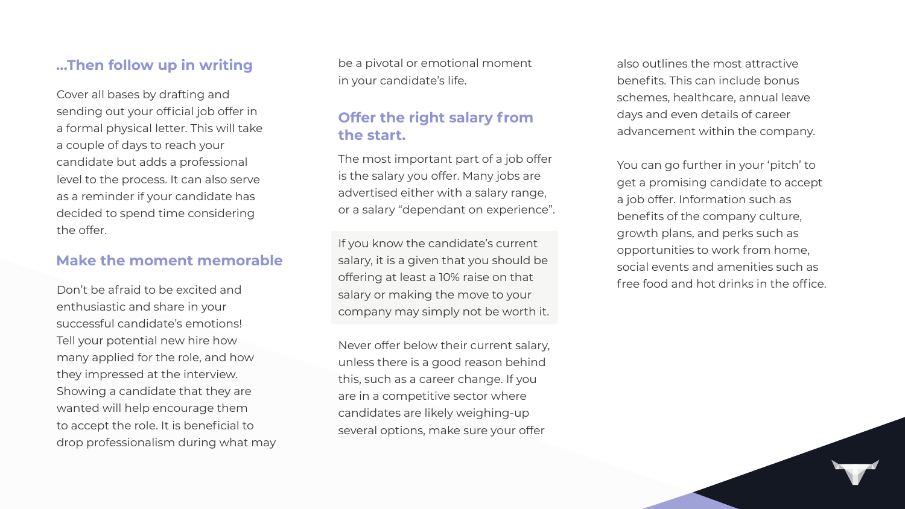## ...Then follow up in writing

Cover all bases by drafting and sending out your official job offer in a formal physical letter. This will take a couple of days to reach your candidate but adds a professional level to the process. It can also serve as a reminder if your candidate has decided to spend time considering the offer.

## Make the moment memorable

Don't be afraid to be excited and enthusiastic and share in your successful candidate's emotions! Tell your potential new hire how many applied for the role, and how they impressed at the interview. Showing a candidate that they are wanted will help encourage them to accept the role. It is beneficial to drop professionalism during what may be a pivotal or emotional moment in your candidate's life.

## Offer the right salary from the start.

The most important part of a job offer is the salary you offer. Many jobs are advertised either with a salary range, or a salary "dependant on experience".

> If you know the candidate's current salary, it is a given that you should be offering at least a 10% raise on that salary or making the move to your company may simply not be worth it.

Never offer below their current salary, unless there is a good reason behind this, such as a career change. If you are in a competitive sector where candidates are likely weighing-up several options, make sure your offer also outlines the most attractive benefits. This can include bonus schemes, healthcare, annual leave days and even details of career advancement within the company.

You can go further in your 'pitch' to get a promising candidate to accept a job offer. Information such as benefits of the company culture, growth plans, and perks such as opportunities to work from home, social events and amenities such as free food and hot drinks in the office.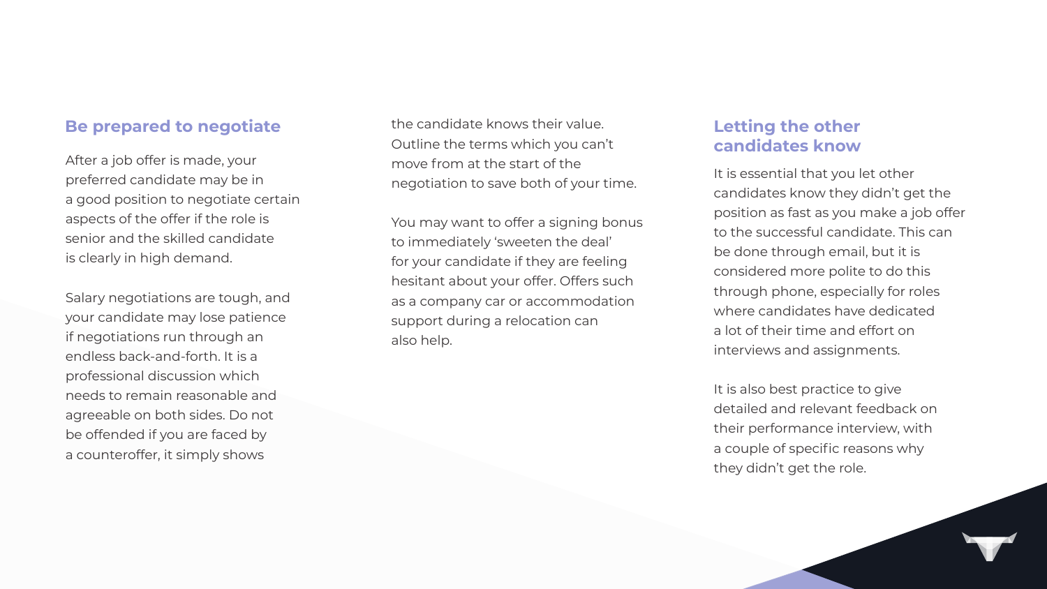## Be prepared to negotiate

After a job offer is made, your preferred candidate may be in a good position to negotiate certain aspects of the offer if the role is senior and the skilled candidate is clearly in high demand.

Salary negotiations are tough, and your candidate may lose patience if negotiations run through an endless back-and-forth. It is a professional discussion which needs to remain reasonable and agreeable on both sides. Do not be offended if you are faced by a counteroffer, it simply shows the candidate knows their value. Outline the terms which you can't move from at the start of the negotiation to save both of your time.

You may want to offer a signing bonus to immediately 'sweeten the deal' for your candidate if they are feeling hesitant about your offer. Offers such as a company car or accommodation support during a relocation can also help.

## Letting the other candidates know

It is essential that you let other candidates know they didn't get the position as fast as you make a job offer to the successful candidate. This can be done through email, but it is considered more polite to do this through phone, especially for roles where candidates have dedicated a lot of their time and effort on interviews and assignments.

It is also best practice to give detailed and relevant feedback on their performance interview, with a couple of specific reasons why they didn't get the role.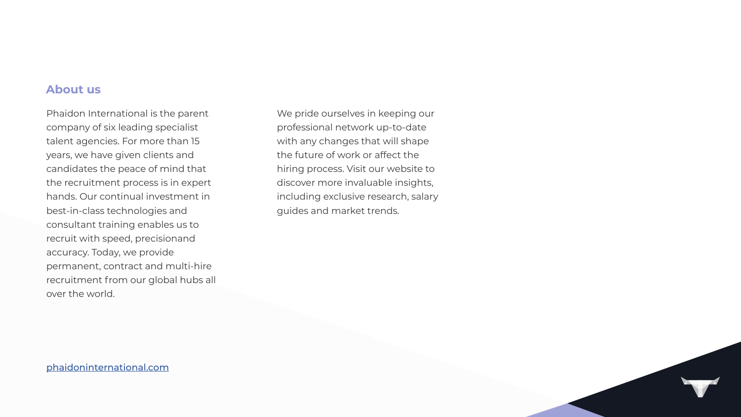## About us

Phaidon International is the parent company of six leading specialist talent agencies. For more than 15 years, we have given clients and candidates the peace of mind that the recruitment process is in expert hands. Our continual investment in best-in-class technologies and consultant training enables us to recruit with speed, precisionand accuracy. Today, we provide permanent, contract and multi-hire recruitment from our global hubs all over the world.

We pride ourselves in keeping our professional network up-to-date with any changes that will shape the future of work or affect the hiring process. Visit our website to discover more invaluable insights, including exclusive research, salary guides and market trends.

[phaidoninternational.com](https://phaidoninternational.com)